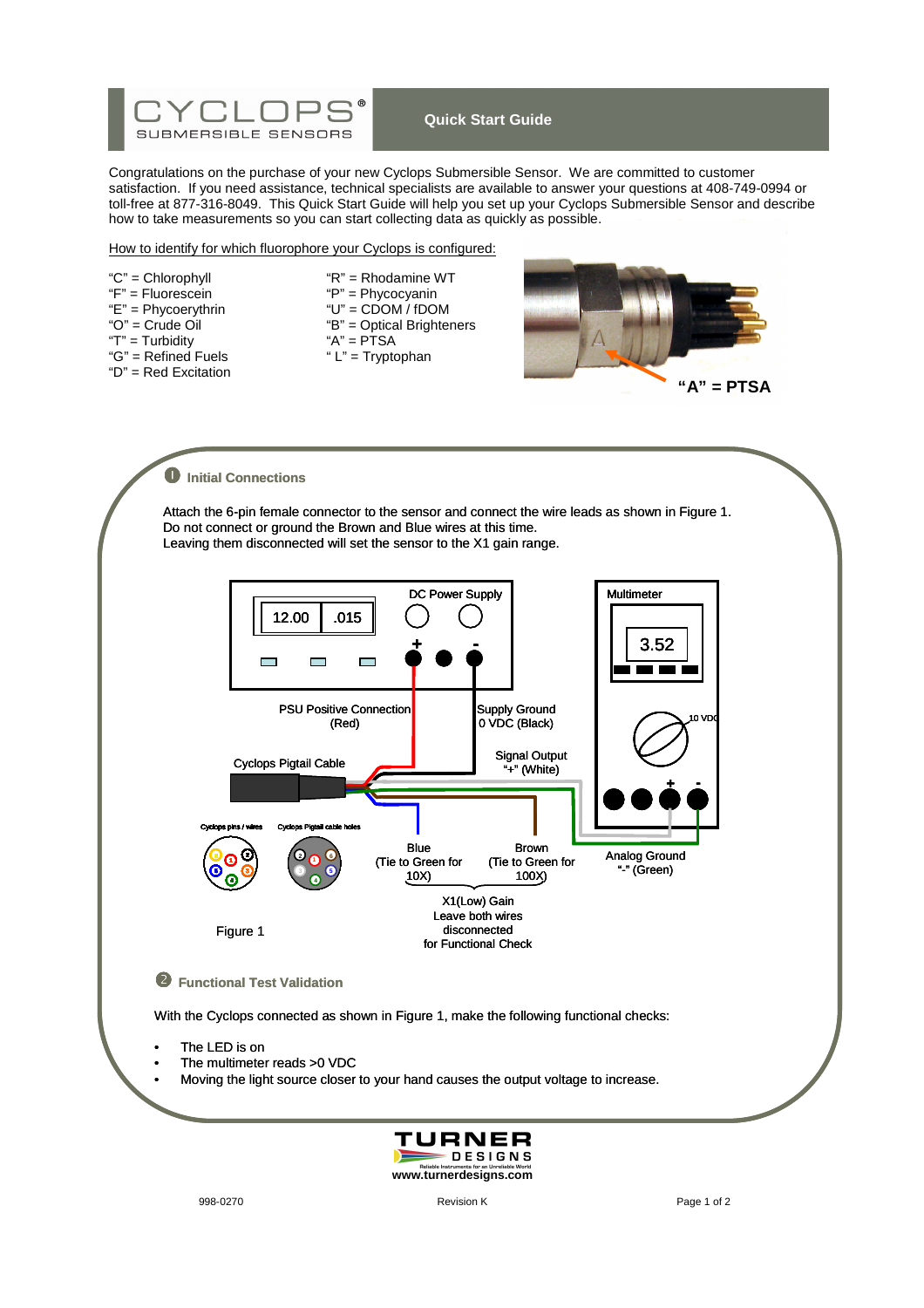# CYCLOPS® SUBMERSIBLE SENSORS

## Quick Start Guide

Congratulations on the purchase of your new Cyclops Submersible Sensor. We are committed to customer satisfaction. If you need assistance, technical specialists are available to answer your questions at 408-749-0994 or toll-free at 877-316-8049. This Quick Start Guide will help you set up your Cyclops Submersible Sensor and describe how to take measurements so you can start collecting data as quickly as possible.

How to identify for which fluorophore your Cyclops is configured:

- "C" = Chlorophyll
- "F" = Fluorescein
- "E" = Phycoerythrin
- "O" = Crude Oil
- "T" = Turbidity
- "G" = Refined Fuels
- "D" = Red Excitation
- "R" = Rhodamine WT
- "P" = Phycocyanin
- "U" = CDOM / fDOM
- "B" = Optical Brighteners
- "A" = PTSA
- "L" = Tryptophan

"A" = PTSA

### ❶ Initial Connections

Attach the 6-pin female connector to the sensor and connect the wire leads as shown in Figure 1.
Do not connect or ground the Brown and Blue wires at this time.
Leaving them disconnected will set the sensor to the X1 gain range.

DC Power Supply: 12.00 | .015 (+ / −)

Multimeter: 3.52 (10 VDC, + / −)

- PSU Positive Connection (Red)
- Supply Ground 0 VDC (Black)
- Signal Output "+" (White)
- Analog Ground "-" (Green)
- Cyclops Pigtail Cable
- Blue (Tie to Green for 10X)
- Brown (Tie to Green for 100X)
- Cyclops pins / wires
- Cyclops Pigtail cable holes

X1(Low) Gain
Leave both wires disconnected for Functional Check

Figure 1

### ❷ Functional Test Validation

With the Cyclops connected as shown in Figure 1, make the following functional checks:

- The LED is on
- The multimeter reads >0 VDC
- Moving the light source closer to your hand causes the output voltage to increase.

TURNER DESIGNS
Reliable Instruments for an Unreliable World
www.turnerdesigns.com

998-0270 Revision K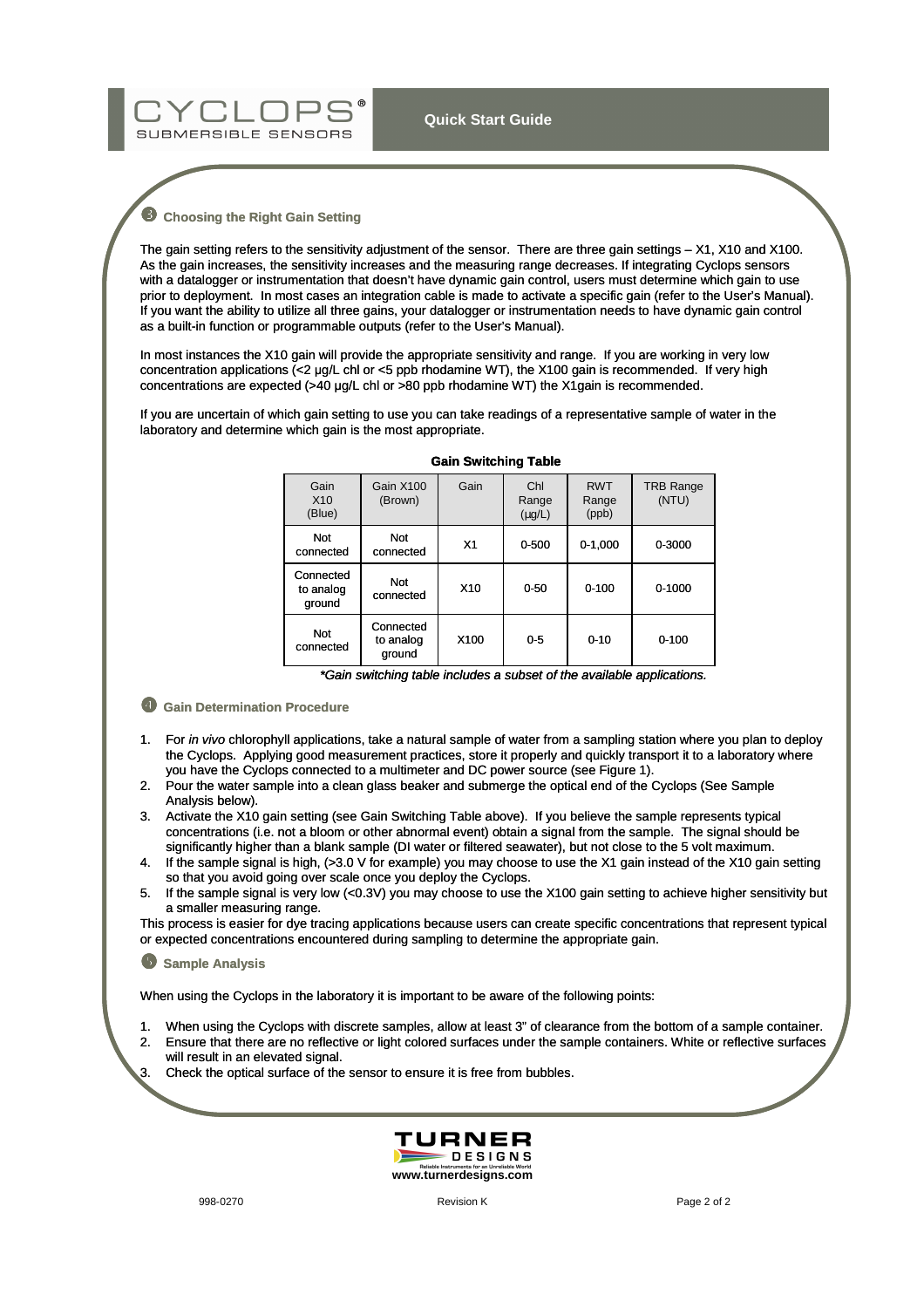## 3 Choosing the Right Gain Setting

The gain setting refers to the sensitivity adjustment of the sensor. There are three gain settings – X1, X10 and X100. As the gain increases, the sensitivity increases and the measuring range decreases. If integrating Cyclops sensors with a datalogger or instrumentation that doesn't have dynamic gain control, users must determine which gain to use prior to deployment. In most cases an integration cable is made to activate a specific gain (refer to the User's Manual). If you want the ability to utilize all three gains, your datalogger or instrumentation needs to have dynamic gain control as a built-in function or programmable outputs (refer to the User's Manual).

In most instances the X10 gain will provide the appropriate sensitivity and range. If you are working in very low concentration applications (<2 µg/L chl or <5 ppb rhodamine WT), the X100 gain is recommended. If very high concentrations are expected (>40 µg/L chl or >80 ppb rhodamine WT) the X1gain is recommended.

If you are uncertain of which gain setting to use you can take readings of a representative sample of water in the laboratory and determine which gain is the most appropriate.

**Gain Switching Table**

| Gain X10 (Blue) | Gain X100 (Brown) | Gain | Chl Range (µg/L) | RWT Range (ppb) | TRB Range (NTU) |
|---|---|---|---|---|---|
| Not connected | Not connected | X1 | 0-500 | 0-1,000 | 0-3000 |
| Connected to analog ground | Not connected | X10 | 0-50 | 0-100 | 0-1000 |
| Not connected | Connected to analog ground | X100 | 0-5 | 0-10 | 0-100 |

*\*Gain switching table includes a subset of the available applications.*

## 4 Gain Determination Procedure

1. For *in vivo* chlorophyll applications, take a natural sample of water from a sampling station where you plan to deploy the Cyclops. Applying good measurement practices, store it properly and quickly transport it to a laboratory where you have the Cyclops connected to a multimeter and DC power source (see Figure 1).
2. Pour the water sample into a clean glass beaker and submerge the optical end of the Cyclops (See Sample Analysis below).
3. Activate the X10 gain setting (see Gain Switching Table above). If you believe the sample represents typical concentrations (i.e. not a bloom or other abnormal event) obtain a signal from the sample. The signal should be significantly higher than a blank sample (DI water or filtered seawater), but not close to the 5 volt maximum.
4. If the sample signal is high, (>3.0 V for example) you may choose to use the X1 gain instead of the X10 gain setting so that you avoid going over scale once you deploy the Cyclops.
5. If the sample signal is very low (<0.3V) you may choose to use the X100 gain setting to achieve higher sensitivity but a smaller measuring range.

This process is easier for dye tracing applications because users can create specific concentrations that represent typical or expected concentrations encountered during sampling to determine the appropriate gain.

## 5 Sample Analysis

When using the Cyclops in the laboratory it is important to be aware of the following points:

1. When using the Cyclops with discrete samples, allow at least 3" of clearance from the bottom of a sample container.
2. Ensure that there are no reflective or light colored surfaces under the sample containers. White or reflective surfaces will result in an elevated signal.
3. Check the optical surface of the sensor to ensure it is free from bubbles.

www.turnerdesigns.com

998-0270 Revision K